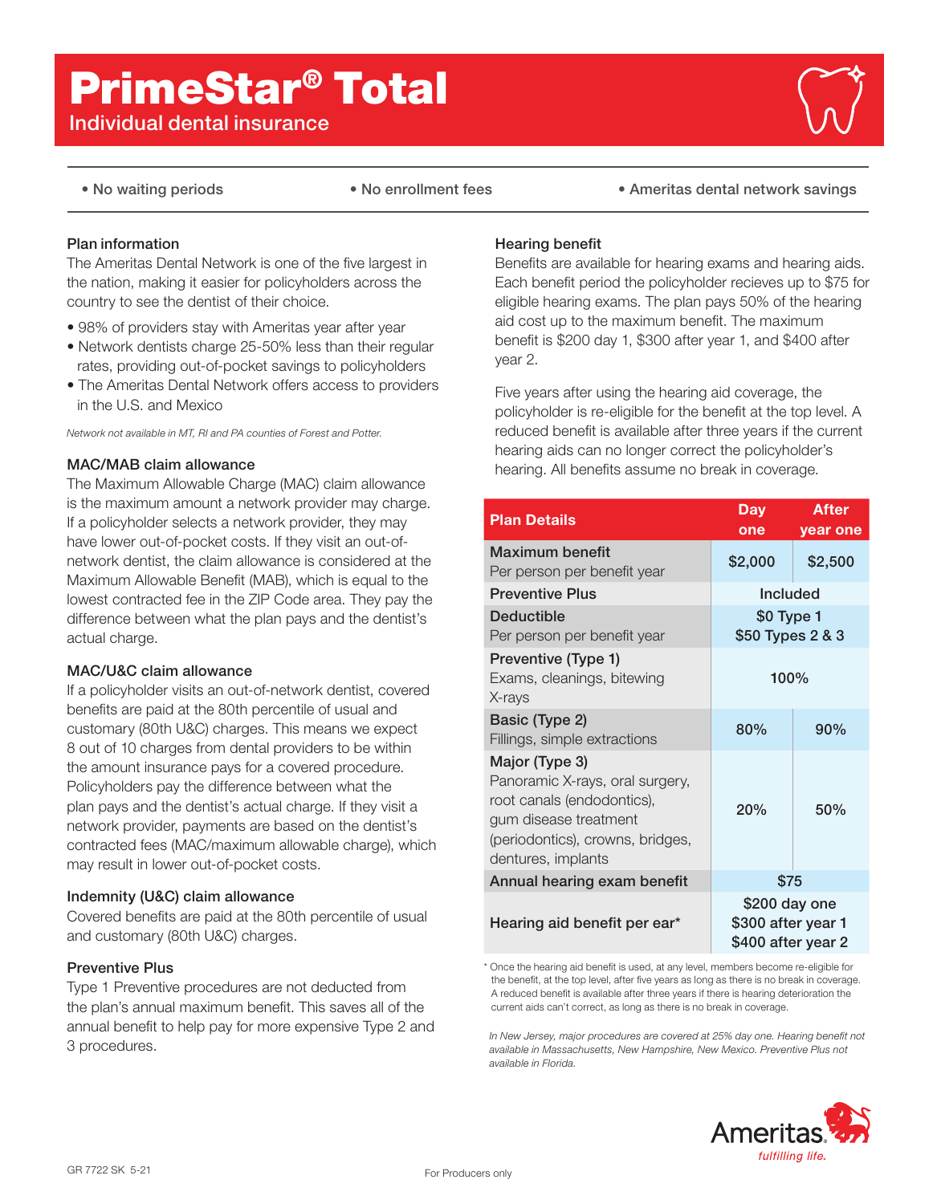# PrimeStar® Total

Individual dental insurance

- No waiting periods
- No enrollment fees
- Ameritas dental network savings

### Plan information

The Ameritas Dental Network is one of the five largest in the nation, making it easier for policyholders across the country to see the dentist of their choice.

- 98% of providers stay with Ameritas year after year
- Network dentists charge 25-50% less than their regular rates, providing out-of-pocket savings to policyholders
- The Ameritas Dental Network offers access to providers in the U.S. and Mexico

*Network not available in MT, RI and PA counties of Forest and Potter.*

### MAC/MAB claim allowance

The Maximum Allowable Charge (MAC) claim allowance is the maximum amount a network provider may charge. If a policyholder selects a network provider, they may have lower out-of-pocket costs. If they visit an out-of-network dentist, the claim allowance is considered at the Maximum Allowable Benefit (MAB), which is equal to the lowest contracted fee in the ZIP Code area. They pay the difference between what the plan pays and the dentist's actual charge.

### MAC/U&C claim allowance

If a policyholder visits an out-of-network dentist, covered benefits are paid at the 80th percentile of usual and customary (80th U&C) charges. This means we expect 8 out of 10 charges from dental providers to be within the amount insurance pays for a covered procedure. Policyholders pay the difference between what the plan pays and the dentist's actual charge. If they visit a network provider, payments are based on the dentist's contracted fees (MAC/maximum allowable charge), which may result in lower out-of-pocket costs.

### Indemnity (U&C) claim allowance

Covered benefits are paid at the 80th percentile of usual and customary (80th U&C) charges.

### Preventive Plus

Type 1 Preventive procedures are not deducted from the plan's annual maximum benefit. This saves all of the annual benefit to help pay for more expensive Type 2 and 3 procedures.

### Hearing benefit

Benefits are available for hearing exams and hearing aids. Each benefit period the policyholder recieves up to $75 for eligible hearing exams. The plan pays 50% of the hearing aid cost up to the maximum benefit. The maximum benefit is $200 day 1, $300 after year 1, and $400 after year 2.

Five years after using the hearing aid coverage, the policyholder is re-eligible for the benefit at the top level. A reduced benefit is available after three years if the current hearing aids can no longer correct the policyholder's hearing. All benefits assume no break in coverage.

| Plan Details | Day one | After year one |
|---|---|---|
| **Maximum benefit**<br>Per person per benefit year | $2,000 | $2,500 |
| **Preventive Plus** | Included | |
| **Deductible**<br>Per person per benefit year | $0 Type 1<br>$50 Types 2 & 3 | |
| **Preventive (Type 1)**<br>Exams, cleanings, bitewing X-rays | 100% | |
| **Basic (Type 2)**<br>Fillings, simple extractions | 80% | 90% |
| **Major (Type 3)**<br>Panoramic X-rays, oral surgery, root canals (endodontics), gum disease treatment (periodontics), crowns, bridges, dentures, implants | 20% | 50% |
| **Annual hearing exam benefit** | $75 | |
| **Hearing aid benefit per ear*** | $200 day one<br>$300 after year 1<br>$400 after year 2 | |

* Once the hearing aid benefit is used, at any level, members become re-eligible for the benefit, at the top level, after five years as long as there is no break in coverage. A reduced benefit is available after three years if there is hearing deterioration the current aids can't correct, as long as there is no break in coverage.

*In New Jersey, major procedures are covered at 25% day one. Hearing benefit not available in Massachusetts, New Hampshire, New Mexico. Preventive Plus not available in Florida.*

Ameritas *fulfilling life.*

GR 7722 SK 5-21

For Producers only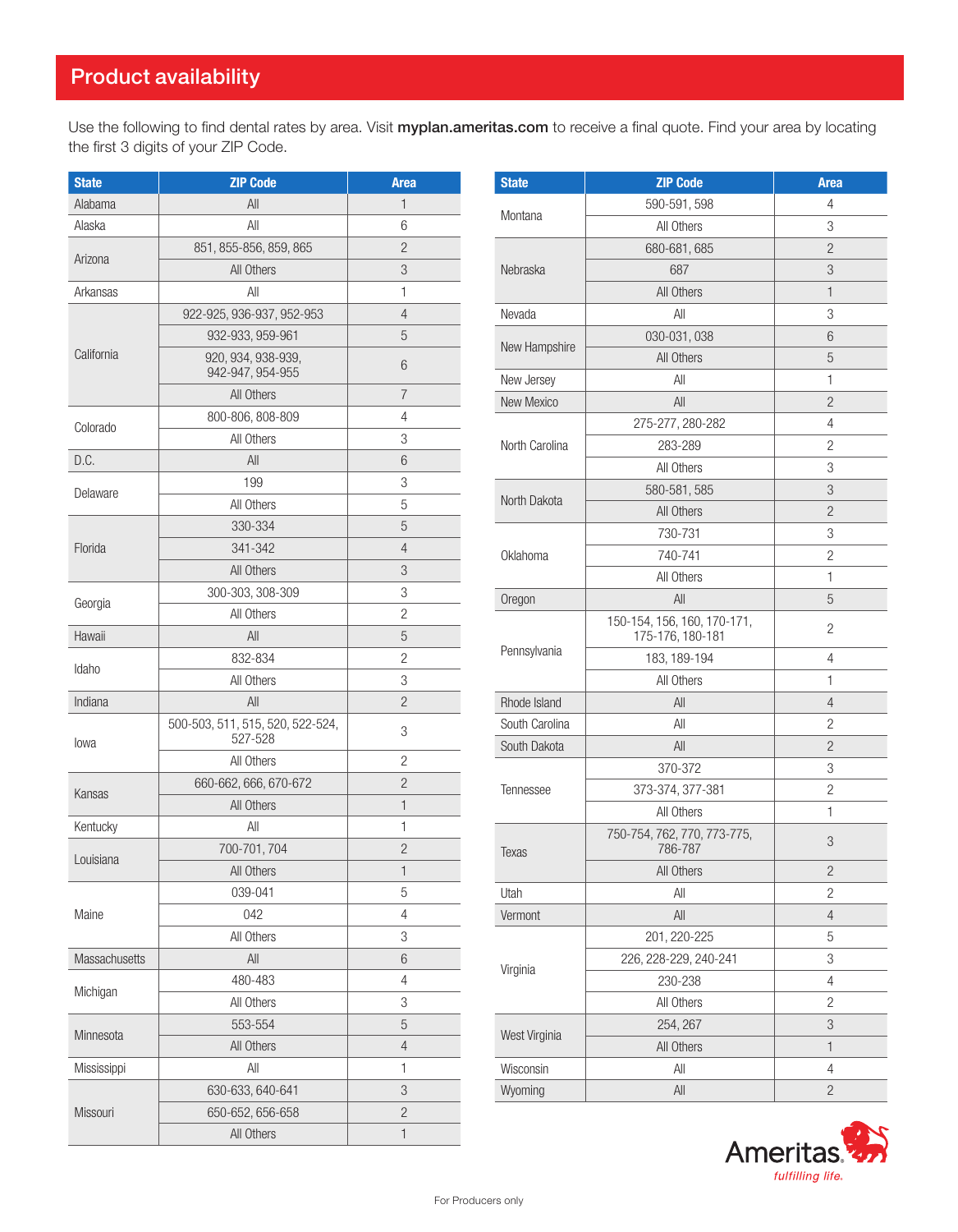## Product availability

Use the following to find dental rates by area. Visit **myplan.ameritas.com** to receive a final quote. Find your area by locating the first 3 digits of your ZIP Code.

| State | ZIP Code | Area |
|---|---|---|
| Alabama | All | 1 |
| Alaska | All | 6 |
| Arizona | 851, 855-856, 859, 865 | 2 |
| | All Others | 3 |
| Arkansas | All | 1 |
| California | 922-925, 936-937, 952-953 | 4 |
| | 932-933, 959-961 | 5 |
| | 920, 934, 938-939, 942-947, 954-955 | 6 |
| | All Others | 7 |
| Colorado | 800-806, 808-809 | 4 |
| | All Others | 3 |
| D.C. | All | 6 |
| Delaware | 199 | 3 |
| | All Others | 5 |
| Florida | 330-334 | 5 |
| | 341-342 | 4 |
| | All Others | 3 |
| Georgia | 300-303, 308-309 | 3 |
| | All Others | 2 |
| Hawaii | All | 5 |
| Idaho | 832-834 | 2 |
| | All Others | 3 |
| Indiana | All | 2 |
| Iowa | 500-503, 511, 515, 520, 522-524, 527-528 | 3 |
| | All Others | 2 |
| Kansas | 660-662, 666, 670-672 | 2 |
| | All Others | 1 |
| Kentucky | All | 1 |
| Louisiana | 700-701, 704 | 2 |
| | All Others | 1 |
| Maine | 039-041 | 5 |
| | 042 | 4 |
| | All Others | 3 |
| Massachusetts | All | 6 |
| Michigan | 480-483 | 4 |
| | All Others | 3 |
| Minnesota | 553-554 | 5 |
| | All Others | 4 |
| Mississippi | All | 1 |
| Missouri | 630-633, 640-641 | 3 |
| | 650-652, 656-658 | 2 |
| | All Others | 1 |

| State | ZIP Code | Area |
|---|---|---|
| Montana | 590-591, 598 | 4 |
| | All Others | 3 |
| Nebraska | 680-681, 685 | 2 |
| | 687 | 3 |
| | All Others | 1 |
| Nevada | All | 3 |
| New Hampshire | 030-031, 038 | 6 |
| | All Others | 5 |
| New Jersey | All | 1 |
| New Mexico | All | 2 |
| North Carolina | 275-277, 280-282 | 4 |
| | 283-289 | 2 |
| | All Others | 3 |
| North Dakota | 580-581, 585 | 3 |
| | All Others | 2 |
| Oklahoma | 730-731 | 3 |
| | 740-741 | 2 |
| | All Others | 1 |
| Oregon | All | 5 |
| Pennsylvania | 150-154, 156, 160, 170-171, 175-176, 180-181 | 2 |
| | 183, 189-194 | 4 |
| | All Others | 1 |
| Rhode Island | All | 4 |
| South Carolina | All | 2 |
| South Dakota | All | 2 |
| Tennessee | 370-372 | 3 |
| | 373-374, 377-381 | 2 |
| | All Others | 1 |
| Texas | 750-754, 762, 770, 773-775, 786-787 | 3 |
| | All Others | 2 |
| Utah | All | 2 |
| Vermont | All | 4 |
| Virginia | 201, 220-225 | 5 |
| | 226, 228-229, 240-241 | 3 |
| | 230-238 | 4 |
| | All Others | 2 |
| West Virginia | 254, 267 | 3 |
| | All Others | 1 |
| Wisconsin | All | 4 |
| Wyoming | All | 2 |

Ameritas
*fulfilling life.*

For Producers only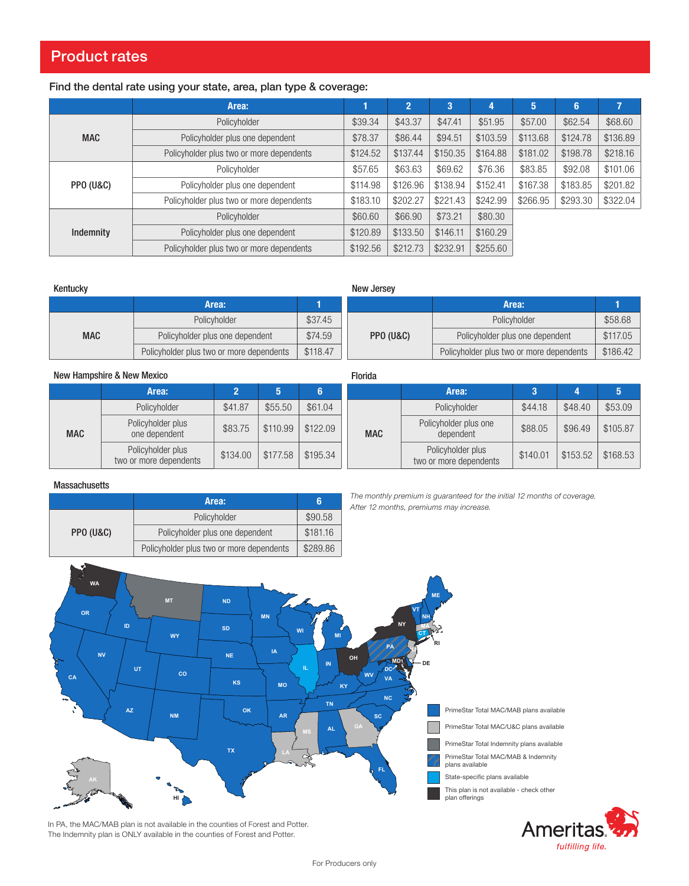## Product rates

### Find the dental rate using your state, area, plan type & coverage:

| | Area: | 1 | 2 | 3 | 4 | 5 | 6 | 7 |
|---|---|---|---|---|---|---|---|---|
| MAC | Policyholder | $39.34 | $43.37 | $47.41 | $51.95 | $57.00 | $62.54 | $68.60 |
| | Policyholder plus one dependent | $78.37 | $86.44 | $94.51 | $103.59 | $113.68 | $124.78 | $136.89 |
| | Policyholder plus two or more dependents | $124.52 | $137.44 | $150.35 | $164.88 | $181.02 | $198.78 | $218.16 |
| PPO (U&C) | Policyholder | $57.65 | $63.63 | $69.62 | $76.36 | $83.85 | $92.08 | $101.06 |
| | Policyholder plus one dependent | $114.98 | $126.96 | $138.94 | $152.41 | $167.38 | $183.85 | $201.82 |
| | Policyholder plus two or more dependents | $183.10 | $202.27 | $221.43 | $242.99 | $266.95 | $293.30 | $322.04 |
| Indemnity | Policyholder | $60.60 | $66.90 | $73.21 | $80.30 | | | |
| | Policyholder plus one dependent | $120.89 | $133.50 | $146.11 | $160.29 | | | |
| | Policyholder plus two or more dependents | $192.56 | $212.73 | $232.91 | $255.60 | | | |

**Kentucky**

| | Area: | 1 |
|---|---|---|
| MAC | Policyholder | $37.45 |
| | Policyholder plus one dependent | $74.59 |
| | Policyholder plus two or more dependents | $118.47 |

**New Jersey**

| | Area: | 1 |
|---|---|---|
| PPO (U&C) | Policyholder | $58.68 |
| | Policyholder plus one dependent | $117.05 |
| | Policyholder plus two or more dependents | $186.42 |

**New Hampshire & New Mexico**

| | Area: | 2 | 5 | 6 |
|---|---|---|---|---|
| MAC | Policyholder | $41.87 | $55.50 | $61.04 |
| | Policyholder plus one dependent | $83.75 | $110.99 | $122.09 |
| | Policyholder plus two or more dependents | $134.00 | $177.58 | $195.34 |

**Florida**

| | Area: | 3 | 4 | 5 |
|---|---|---|---|---|
| MAC | Policyholder | $44.18 | $48.40 | $53.09 |
| | Policyholder plus one dependent | $88.05 | $96.49 | $105.87 |
| | Policyholder plus two or more dependents | $140.01 | $153.52 | $168.53 |

**Massachusetts**

| | Area: | 6 |
|---|---|---|
| PPO (U&C) | Policyholder | $90.58 |
| | Policyholder plus one dependent | $181.16 |
| | Policyholder plus two or more dependents | $289.86 |

*The monthly premium is guaranteed for the initial 12 months of coverage. After 12 months, premiums may increase.*

- PrimeStar Total MAC/MAB plans available
- PrimeStar Total MAC/U&C plans available
- PrimeStar Total Indemnity plans available
- PrimeStar Total MAC/MAB & Indemnity plans available
- State-specific plans available
- This plan is not available - check other plan offerings

In PA, the MAC/MAB plan is not available in the counties of Forest and Potter.
The Indemnity plan is ONLY available in the counties of Forest and Potter.

Ameritas. *fulfilling life.*

For Producers only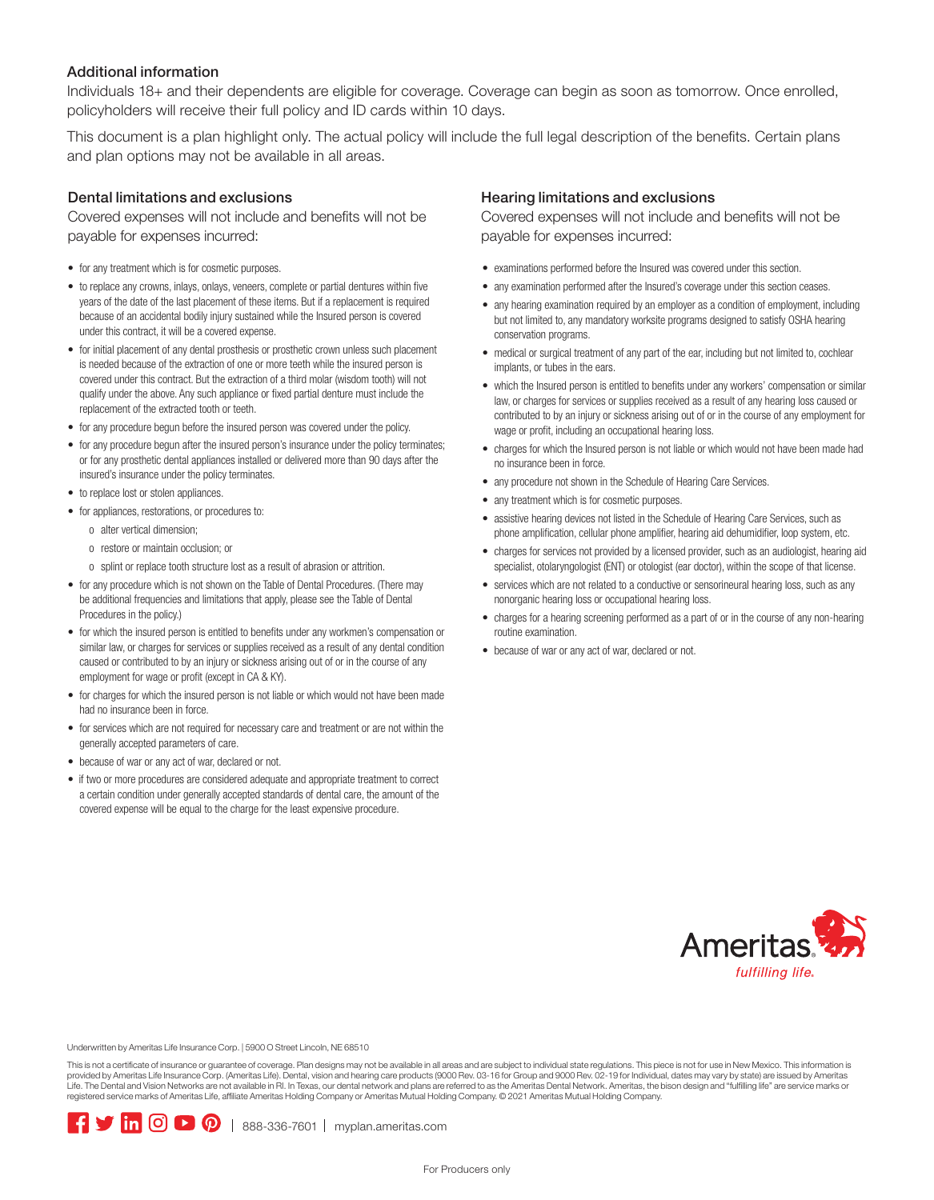## Additional information

Individuals 18+ and their dependents are eligible for coverage. Coverage can begin as soon as tomorrow. Once enrolled, policyholders will receive their full policy and ID cards within 10 days.

This document is a plan highlight only. The actual policy will include the full legal description of the benefits. Certain plans and plan options may not be available in all areas.

### Dental limitations and exclusions

Covered expenses will not include and benefits will not be payable for expenses incurred:

- for any treatment which is for cosmetic purposes.
- to replace any crowns, inlays, onlays, veneers, complete or partial dentures within five years of the date of the last placement of these items. But if a replacement is required because of an accidental bodily injury sustained while the Insured person is covered under this contract, it will be a covered expense.
- for initial placement of any dental prosthesis or prosthetic crown unless such placement is needed because of the extraction of one or more teeth while the insured person is covered under this contract. But the extraction of a third molar (wisdom tooth) will not qualify under the above. Any such appliance or fixed partial denture must include the replacement of the extracted tooth or teeth.
- for any procedure begun before the insured person was covered under the policy.
- for any procedure begun after the insured person's insurance under the policy terminates; or for any prosthetic dental appliances installed or delivered more than 90 days after the insured's insurance under the policy terminates.
- to replace lost or stolen appliances.
- for appliances, restorations, or procedures to:
  - alter vertical dimension;
  - restore or maintain occlusion; or
  - splint or replace tooth structure lost as a result of abrasion or attrition.
- for any procedure which is not shown on the Table of Dental Procedures. (There may be additional frequencies and limitations that apply, please see the Table of Dental Procedures in the policy.)
- for which the insured person is entitled to benefits under any workmen's compensation or similar law, or charges for services or supplies received as a result of any dental condition caused or contributed to by an injury or sickness arising out of or in the course of any employment for wage or profit (except in CA & KY).
- for charges for which the insured person is not liable or which would not have been made had no insurance been in force.
- for services which are not required for necessary care and treatment or are not within the generally accepted parameters of care.
- because of war or any act of war, declared or not.
- if two or more procedures are considered adequate and appropriate treatment to correct a certain condition under generally accepted standards of dental care, the amount of the covered expense will be equal to the charge for the least expensive procedure.

### Hearing limitations and exclusions

Covered expenses will not include and benefits will not be payable for expenses incurred:

- examinations performed before the Insured was covered under this section.
- any examination performed after the Insured's coverage under this section ceases.
- any hearing examination required by an employer as a condition of employment, including but not limited to, any mandatory worksite programs designed to satisfy OSHA hearing conservation programs.
- medical or surgical treatment of any part of the ear, including but not limited to, cochlear implants, or tubes in the ears.
- which the Insured person is entitled to benefits under any workers' compensation or similar law, or charges for services or supplies received as a result of any hearing loss caused or contributed to by an injury or sickness arising out of or in the course of any employment for wage or profit, including an occupational hearing loss.
- charges for which the Insured person is not liable or which would not have been made had no insurance been in force.
- any procedure not shown in the Schedule of Hearing Care Services.
- any treatment which is for cosmetic purposes.
- assistive hearing devices not listed in the Schedule of Hearing Care Services, such as phone amplification, cellular phone amplifier, hearing aid dehumidifier, loop system, etc.
- charges for services not provided by a licensed provider, such as an audiologist, hearing aid specialist, otolaryngologist (ENT) or otologist (ear doctor), within the scope of that license.
- services which are not related to a conductive or sensorineural hearing loss, such as any nonorganic hearing loss or occupational hearing loss.
- charges for a hearing screening performed as a part of or in the course of any non-hearing routine examination.
- because of war or any act of war, declared or not.

Ameritas
*fulfilling life.*

Underwritten by Ameritas Life Insurance Corp. | 5900 O Street Lincoln, NE 68510

This is not a certificate of insurance or guarantee of coverage. Plan designs may not be available in all areas and are subject to individual state regulations. This piece is not for use in New Mexico. This information is provided by Ameritas Life Insurance Corp. (Ameritas Life). Dental, vision and hearing care products (9000 Rev. 03-16 for Group and 9000 Rev. 02-19 for Individual, dates may vary by state) are issued by Ameritas Life. The Dental and Vision Networks are not available in RI. In Texas, our dental network and plans are referred to as the Ameritas Dental Network. Ameritas, the bison design and "fulfilling life" are service marks or registered service marks of Ameritas Life, affiliate Ameritas Holding Company or Ameritas Mutual Holding Company. © 2021 Ameritas Mutual Holding Company.

888-336-7601 | myplan.ameritas.com

For Producers only